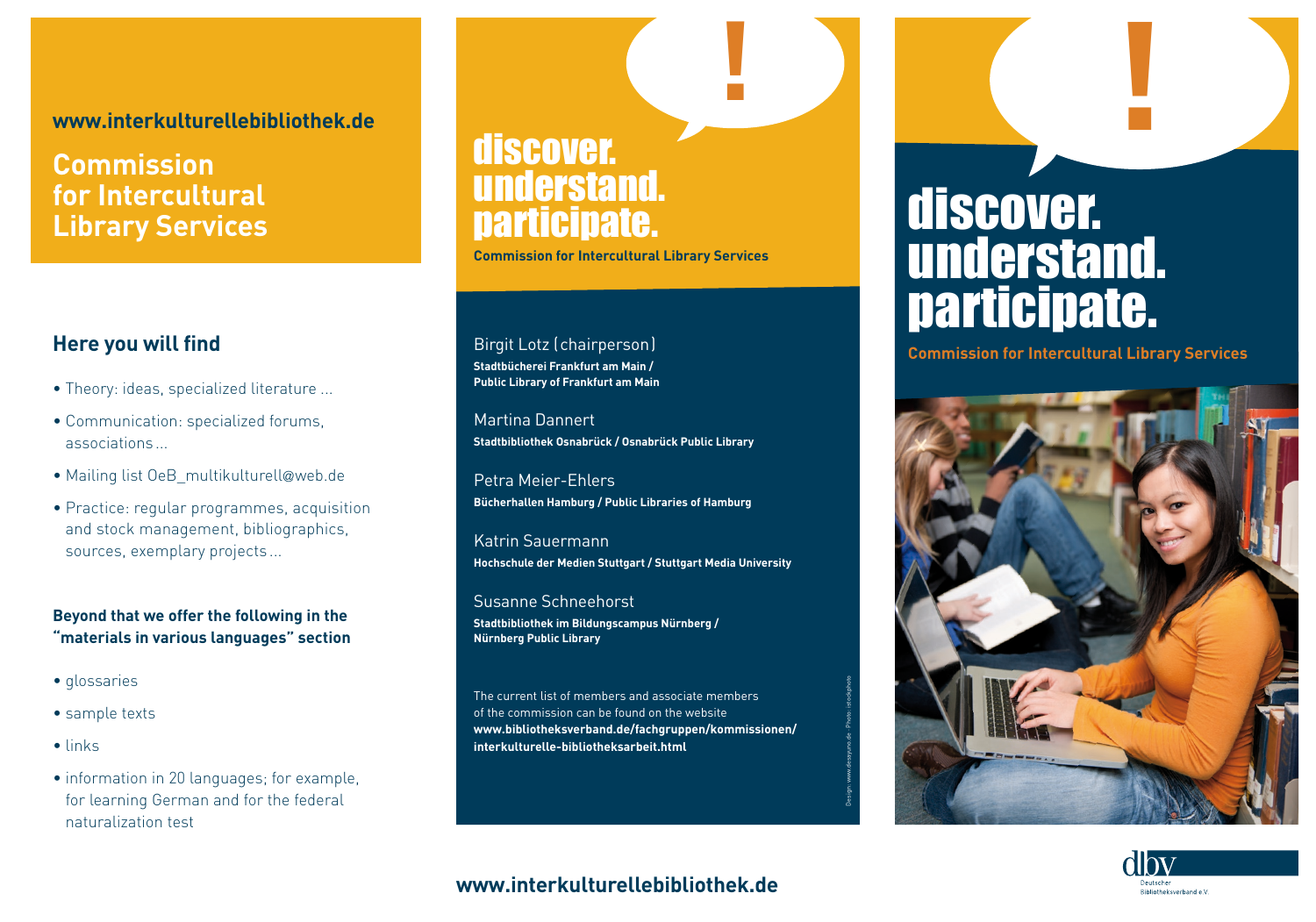www.interkulturellebibliothek.de

# Commission for Intercultural Library Services

## Here you will find

- Theory: ideas, specialized literature ...
- Communication: specialized forums, associations ...
- Mailing list OeB_multikulturell@web.de
- Practice: regular programmes, acquisition and stock management, bibliographics, sources, exemplary projects ...

**Beyond that we offer the following in the "materials in various languages" section**

- glossaries
- sample texts
- links
- information in 20 languages; for example, for learning German and for the federal naturalization test

# discover. understand. participate.

**Commission for Intercultural Library Services**

Birgit Lotz (chairperson)
**Stadtbücherei Frankfurt am Main / Public Library of Frankfurt am Main**

Martina Dannert
**Stadtbibliothek Osnabrück / Osnabrück Public Library**

Petra Meier-Ehlers
**Bücherhallen Hamburg / Public Libraries of Hamburg**

Katrin Sauermann
**Hochschule der Medien Stuttgart / Stuttgart Media University**

Susanne Schneehorst
**Stadtbibliothek im Bildungscampus Nürnberg / Nürnberg Public Library**

The current list of members and associate members of the commission can be found on the website
**www.bibliotheksverband.de/fachgruppen/kommissionen/interkulturelle-bibliotheksarbeit.html**

Design: www.dezeyuno.de · Photo: istockphoto

**www.interkulturellebibliothek.de**

# discover. understand. participate.

**Commission for Intercultural Library Services**

dbv Deutscher Bibliotheksverband e.V.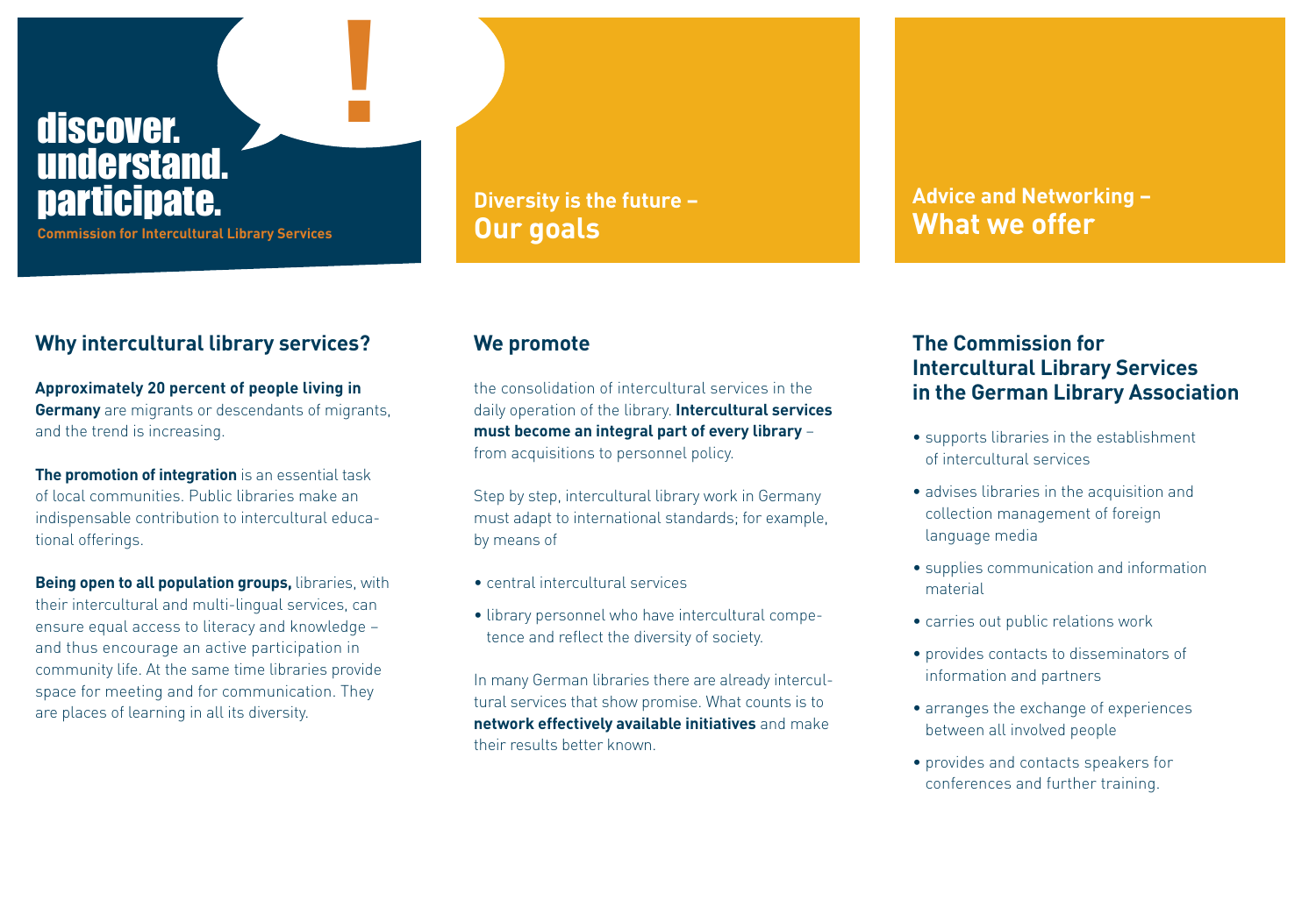# discover. understand. participate.

**Commission for Intercultural Library Services**

## Why intercultural library services?

**Approximately 20 percent of people living in Germany** are migrants or descendants of migrants, and the trend is increasing.

**The promotion of integration** is an essential task of local communities. Public libraries make an indispensable contribution to intercultural educational offerings.

**Being open to all population groups,** libraries, with their intercultural and multi-lingual services, can ensure equal access to literacy and knowledge – and thus encourage an active participation in community life. At the same time libraries provide space for meeting and for communication. They are places of learning in all its diversity.

# Diversity is the future – Our goals

## We promote

the consolidation of intercultural services in the daily operation of the library. **Intercultural services must become an integral part of every library** – from acquisitions to personnel policy.

Step by step, intercultural library work in Germany must adapt to international standards; for example, by means of

- central intercultural services
- library personnel who have intercultural competence and reflect the diversity of society.

In many German libraries there are already intercultural services that show promise. What counts is to **network effectively available initiatives** and make their results better known.

# Advice and Networking – What we offer

## The Commission for Intercultural Library Services in the German Library Association

- supports libraries in the establishment of intercultural services
- advises libraries in the acquisition and collection management of foreign language media
- supplies communication and information material
- carries out public relations work
- provides contacts to disseminators of information and partners
- arranges the exchange of experiences between all involved people
- provides and contacts speakers for conferences and further training.